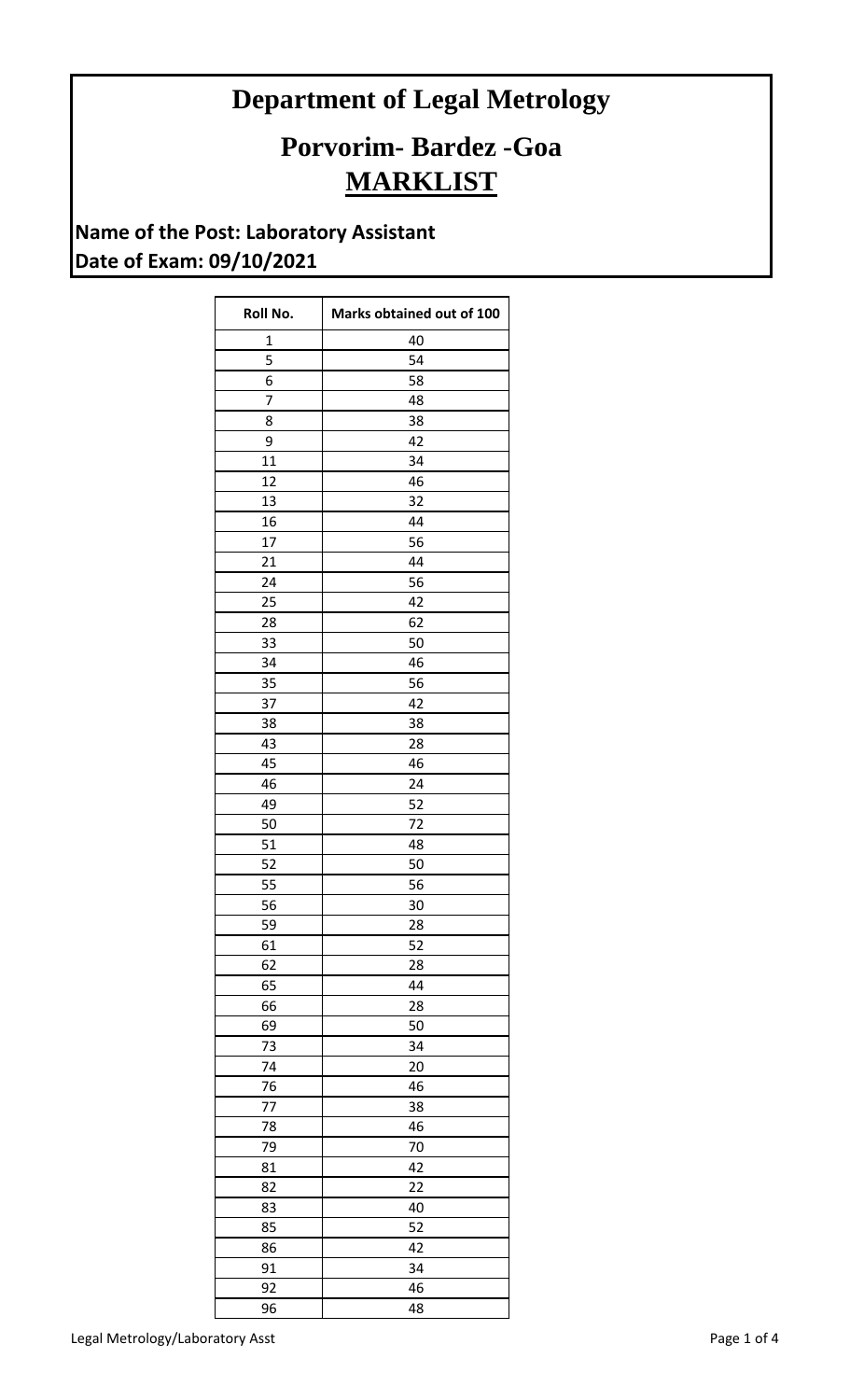# Department of Legal Metrology

## Porvorim- Bardez -Goa

## MARKLIST

**Name of the Post: Laboratory Assistant**
**Date of Exam: 09/10/2021**

| Roll No. | Marks obtained out of 100 |
|---|---|
| 1 | 40 |
| 5 | 54 |
| 6 | 58 |
| 7 | 48 |
| 8 | 38 |
| 9 | 42 |
| 11 | 34 |
| 12 | 46 |
| 13 | 32 |
| 16 | 44 |
| 17 | 56 |
| 21 | 44 |
| 24 | 56 |
| 25 | 42 |
| 28 | 62 |
| 33 | 50 |
| 34 | 46 |
| 35 | 56 |
| 37 | 42 |
| 38 | 38 |
| 43 | 28 |
| 45 | 46 |
| 46 | 24 |
| 49 | 52 |
| 50 | 72 |
| 51 | 48 |
| 52 | 50 |
| 55 | 56 |
| 56 | 30 |
| 59 | 28 |
| 61 | 52 |
| 62 | 28 |
| 65 | 44 |
| 66 | 28 |
| 69 | 50 |
| 73 | 34 |
| 74 | 20 |
| 76 | 46 |
| 77 | 38 |
| 78 | 46 |
| 79 | 70 |
| 81 | 42 |
| 82 | 22 |
| 83 | 40 |
| 85 | 52 |
| 86 | 42 |
| 91 | 34 |
| 92 | 46 |
| 96 | 48 |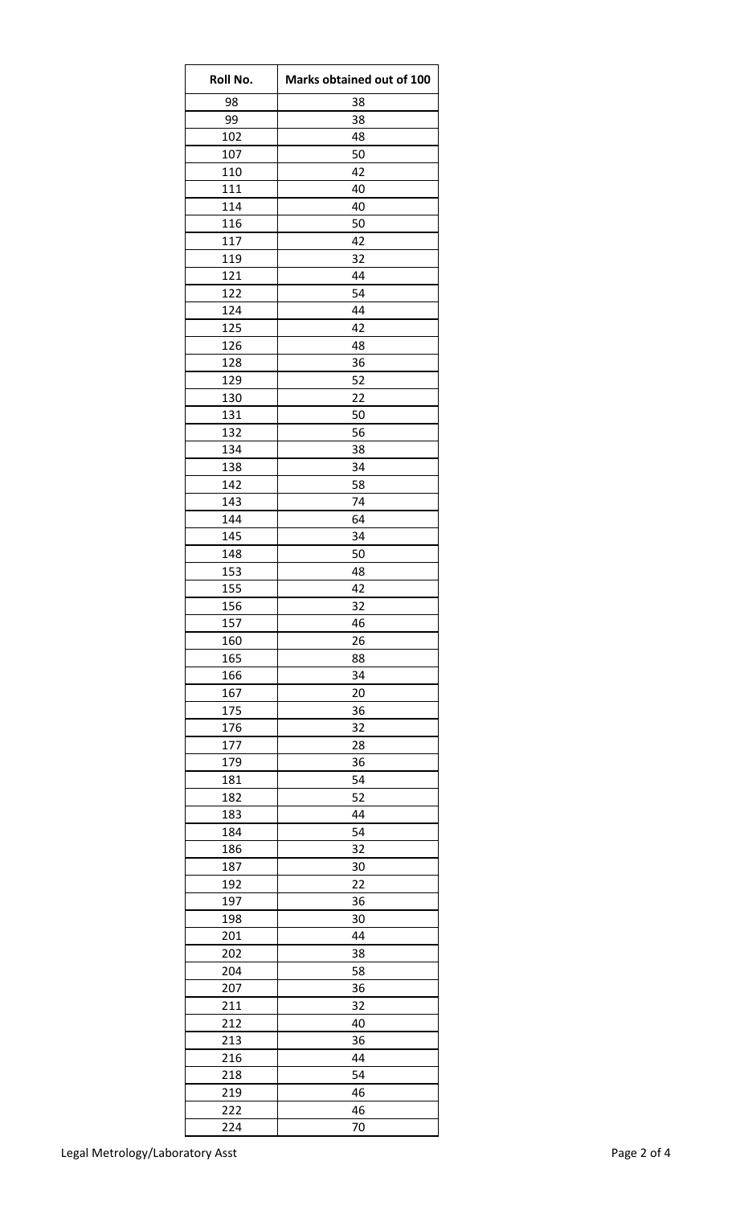| Roll No. | Marks obtained out of 100 |
|---|---|
| 98 | 38 |
| 99 | 38 |
| 102 | 48 |
| 107 | 50 |
| 110 | 42 |
| 111 | 40 |
| 114 | 40 |
| 116 | 50 |
| 117 | 42 |
| 119 | 32 |
| 121 | 44 |
| 122 | 54 |
| 124 | 44 |
| 125 | 42 |
| 126 | 48 |
| 128 | 36 |
| 129 | 52 |
| 130 | 22 |
| 131 | 50 |
| 132 | 56 |
| 134 | 38 |
| 138 | 34 |
| 142 | 58 |
| 143 | 74 |
| 144 | 64 |
| 145 | 34 |
| 148 | 50 |
| 153 | 48 |
| 155 | 42 |
| 156 | 32 |
| 157 | 46 |
| 160 | 26 |
| 165 | 88 |
| 166 | 34 |
| 167 | 20 |
| 175 | 36 |
| 176 | 32 |
| 177 | 28 |
| 179 | 36 |
| 181 | 54 |
| 182 | 52 |
| 183 | 44 |
| 184 | 54 |
| 186 | 32 |
| 187 | 30 |
| 192 | 22 |
| 197 | 36 |
| 198 | 30 |
| 201 | 44 |
| 202 | 38 |
| 204 | 58 |
| 207 | 36 |
| 211 | 32 |
| 212 | 40 |
| 213 | 36 |
| 216 | 44 |
| 218 | 54 |
| 219 | 46 |
| 222 | 46 |
| 224 | 70 |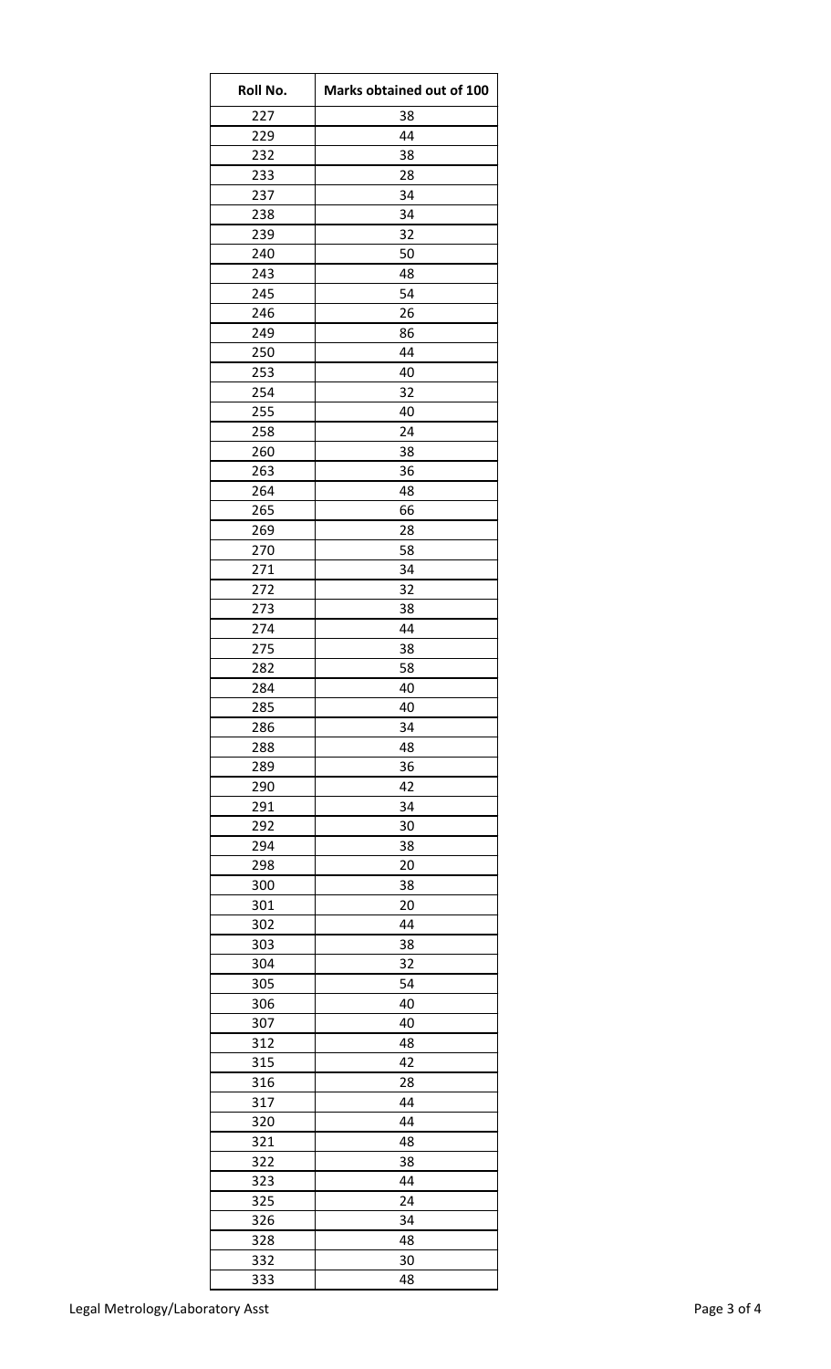| Roll No. | Marks obtained out of 100 |
|---|---|
| 227 | 38 |
| 229 | 44 |
| 232 | 38 |
| 233 | 28 |
| 237 | 34 |
| 238 | 34 |
| 239 | 32 |
| 240 | 50 |
| 243 | 48 |
| 245 | 54 |
| 246 | 26 |
| 249 | 86 |
| 250 | 44 |
| 253 | 40 |
| 254 | 32 |
| 255 | 40 |
| 258 | 24 |
| 260 | 38 |
| 263 | 36 |
| 264 | 48 |
| 265 | 66 |
| 269 | 28 |
| 270 | 58 |
| 271 | 34 |
| 272 | 32 |
| 273 | 38 |
| 274 | 44 |
| 275 | 38 |
| 282 | 58 |
| 284 | 40 |
| 285 | 40 |
| 286 | 34 |
| 288 | 48 |
| 289 | 36 |
| 290 | 42 |
| 291 | 34 |
| 292 | 30 |
| 294 | 38 |
| 298 | 20 |
| 300 | 38 |
| 301 | 20 |
| 302 | 44 |
| 303 | 38 |
| 304 | 32 |
| 305 | 54 |
| 306 | 40 |
| 307 | 40 |
| 312 | 48 |
| 315 | 42 |
| 316 | 28 |
| 317 | 44 |
| 320 | 44 |
| 321 | 48 |
| 322 | 38 |
| 323 | 44 |
| 325 | 24 |
| 326 | 34 |
| 328 | 48 |
| 332 | 30 |
| 333 | 48 |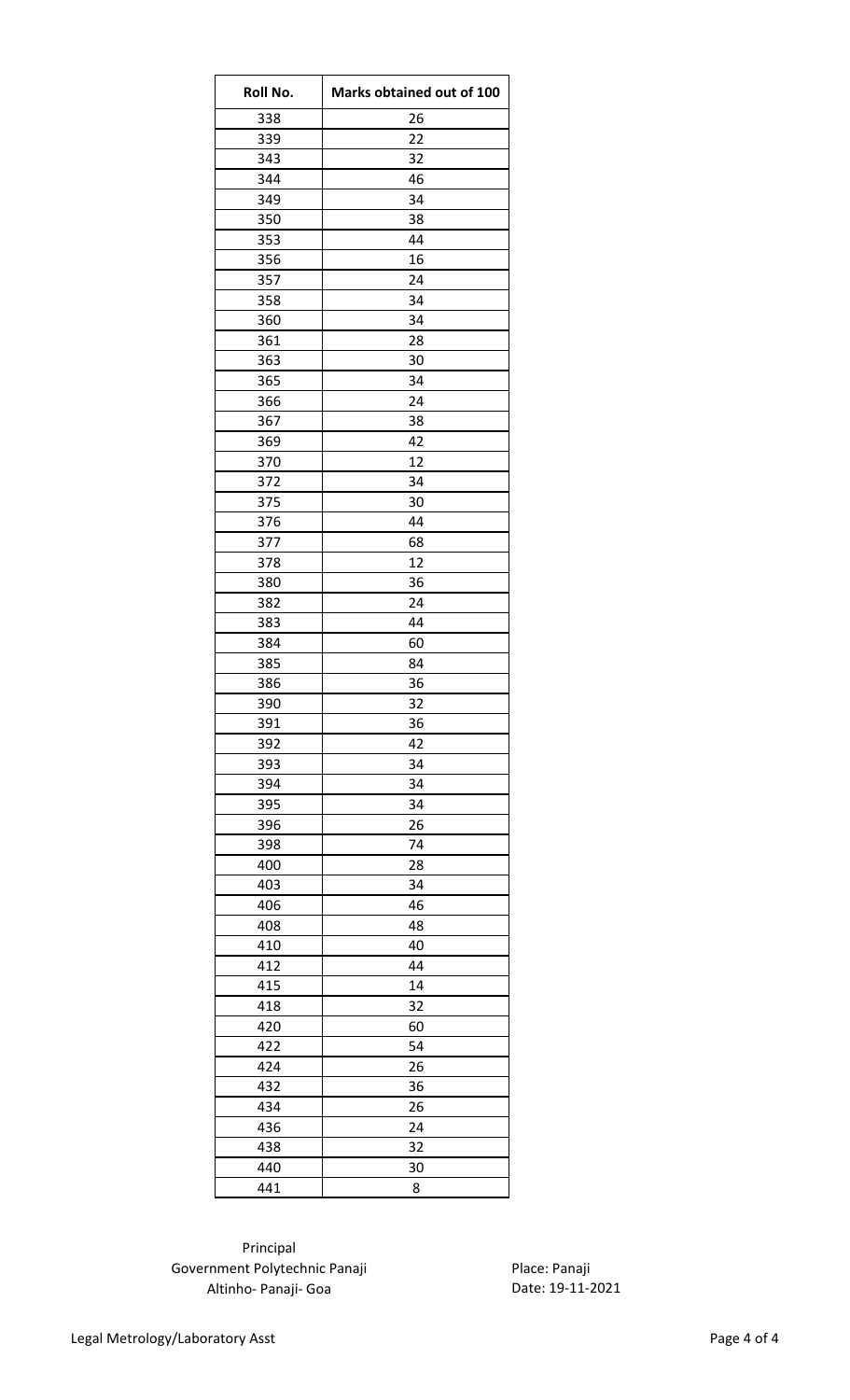| Roll No. | Marks obtained out of 100 |
|---|---|
| 338 | 26 |
| 339 | 22 |
| 343 | 32 |
| 344 | 46 |
| 349 | 34 |
| 350 | 38 |
| 353 | 44 |
| 356 | 16 |
| 357 | 24 |
| 358 | 34 |
| 360 | 34 |
| 361 | 28 |
| 363 | 30 |
| 365 | 34 |
| 366 | 24 |
| 367 | 38 |
| 369 | 42 |
| 370 | 12 |
| 372 | 34 |
| 375 | 30 |
| 376 | 44 |
| 377 | 68 |
| 378 | 12 |
| 380 | 36 |
| 382 | 24 |
| 383 | 44 |
| 384 | 60 |
| 385 | 84 |
| 386 | 36 |
| 390 | 32 |
| 391 | 36 |
| 392 | 42 |
| 393 | 34 |
| 394 | 34 |
| 395 | 34 |
| 396 | 26 |
| 398 | 74 |
| 400 | 28 |
| 403 | 34 |
| 406 | 46 |
| 408 | 48 |
| 410 | 40 |
| 412 | 44 |
| 415 | 14 |
| 418 | 32 |
| 420 | 60 |
| 422 | 54 |
| 424 | 26 |
| 432 | 36 |
| 434 | 26 |
| 436 | 24 |
| 438 | 32 |
| 440 | 30 |
| 441 | 8 |

Principal
Government Polytechnic Panaji
Altinho- Panaji- Goa

Place: Panaji
Date: 19-11-2021